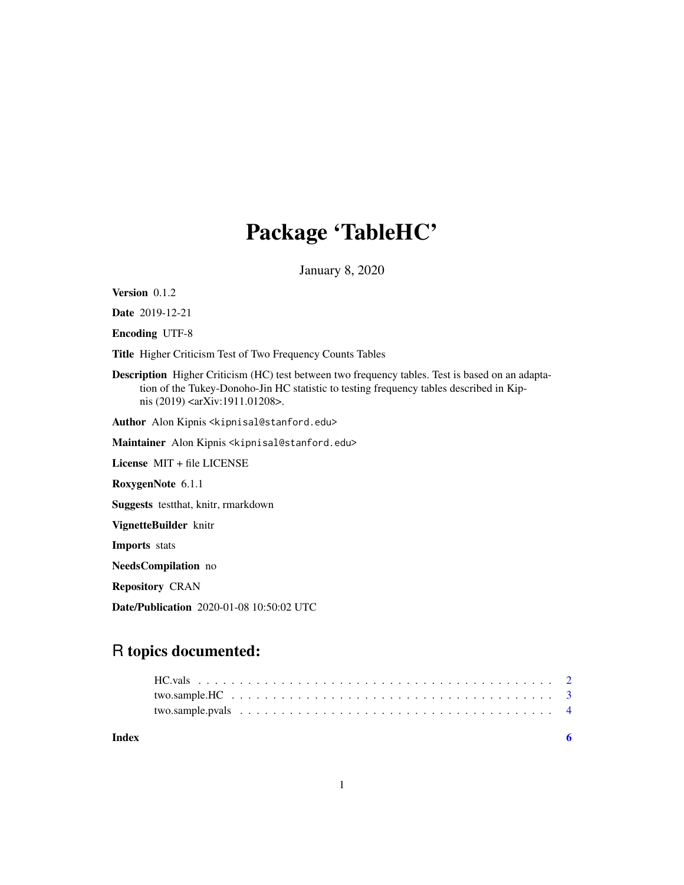# Package 'TableHC'

January 8, 2020

**Version** 0.1.2

**Date** 2019-12-21

**Encoding** UTF-8

**Title** Higher Criticism Test of Two Frequency Counts Tables

**Description** Higher Criticism (HC) test between two frequency tables. Test is based on an adaptation of the Tukey-Donoho-Jin HC statistic to testing frequency tables described in Kipnis (2019) <arXiv:1911.01208>.

**Author** Alon Kipnis <kipnisal@stanford.edu>

**Maintainer** Alon Kipnis <kipnisal@stanford.edu>

**License** MIT + file LICENSE

**RoxygenNote** 6.1.1

**Suggests** testthat, knitr, rmarkdown

**VignetteBuilder** knitr

**Imports** stats

**NeedsCompilation** no

**Repository** CRAN

**Date/Publication** 2020-01-08 10:50:02 UTC

## R topics documented:

- HC.vals . . . . . . . . . . . . . . . . . . . . . . . . . . . . . . . . . . . . . . . . . . 2
- two.sample.HC . . . . . . . . . . . . . . . . . . . . . . . . . . . . . . . . . . . . . . 3
- two.sample.pvals . . . . . . . . . . . . . . . . . . . . . . . . . . . . . . . . . . . . . 4

**Index** 6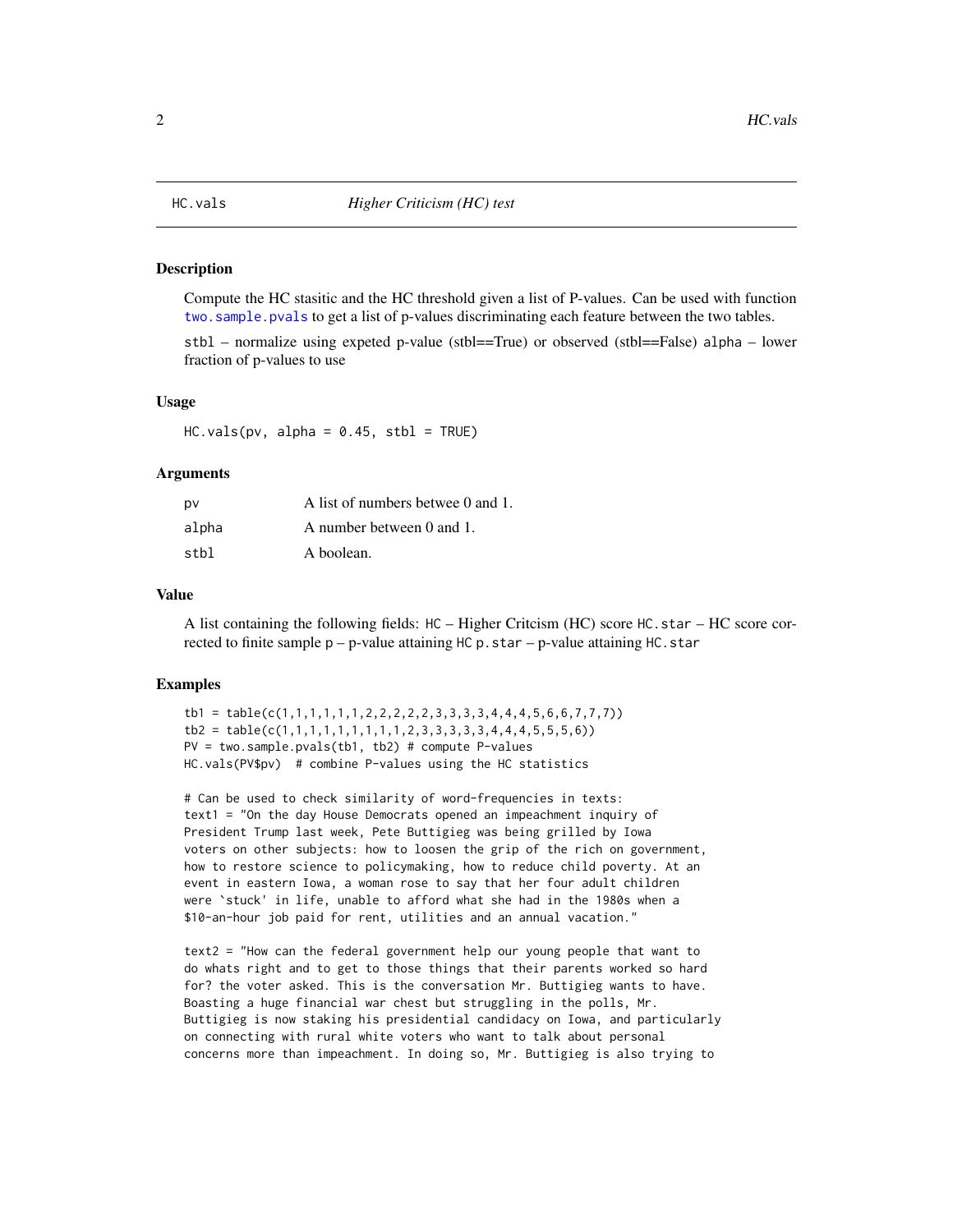## HC.vals — *Higher Criticism (HC) test*

### Description

Compute the HC stasitic and the HC threshold given a list of P-values. Can be used with function `two.sample.pvals` to get a list of p-values discriminating each feature between the two tables.

`stbl` – normalize using expeted p-value (stbl==True) or observed (stbl==False) `alpha` – lower fraction of p-values to use

### Usage

```
HC.vals(pv, alpha = 0.45, stbl = TRUE)
```

### Arguments

| | |
|---|---|
| `pv` | A list of numbers betwee 0 and 1. |
| `alpha` | A number between 0 and 1. |
| `stbl` | A boolean. |

### Value

A list containing the following fields: `HC` – Higher Critcism (HC) score `HC.star` – HC score corrected to finite sample `p` – p-value attaining HC `p.star` – p-value attaining `HC.star`

### Examples

```
tb1 = table(c(1,1,1,1,1,1,2,2,2,2,2,3,3,3,3,4,4,4,5,6,6,7,7,7))
tb2 = table(c(1,1,1,1,1,1,1,1,1,2,3,3,3,3,3,4,4,4,5,5,5,6))
PV = two.sample.pvals(tb1, tb2) # compute P-values
HC.vals(PV$pv)  # combine P-values using the HC statistics

# Can be used to check similarity of word-frequencies in texts:
text1 = "On the day House Democrats opened an impeachment inquiry of
President Trump last week, Pete Buttigieg was being grilled by Iowa
voters on other subjects: how to loosen the grip of the rich on government,
how to restore science to policymaking, how to reduce child poverty. At an
event in eastern Iowa, a woman rose to say that her four adult children
were `stuck' in life, unable to afford what she had in the 1980s when a
$10-an-hour job paid for rent, utilities and an annual vacation."

text2 = "How can the federal government help our young people that want to
do whats right and to get to those things that their parents worked so hard
for? the voter asked. This is the conversation Mr. Buttigieg wants to have.
Boasting a huge financial war chest but struggling in the polls, Mr.
Buttigieg is now staking his presidential candidacy on Iowa, and particularly
on connecting with rural white voters who want to talk about personal
concerns more than impeachment. In doing so, Mr. Buttigieg is also trying to
```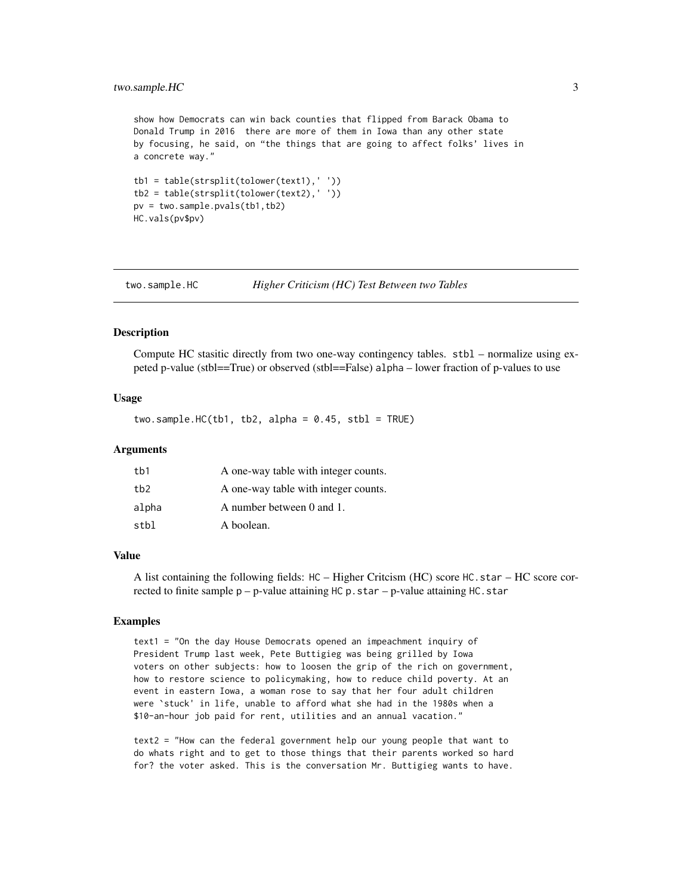```
show how Democrats can win back counties that flipped from Barack Obama to
Donald Trump in 2016  there are more of them in Iowa than any other state
by focusing, he said, on “the things that are going to affect folks’ lives in
a concrete way.”

tb1 = table(strsplit(tolower(text1),' '))
tb2 = table(strsplit(tolower(text2),' '))
pv = two.sample.pvals(tb1,tb2)
HC.vals(pv$pv)
```

---

## two.sample.HC — *Higher Criticism (HC) Test Between two Tables*

### Description

Compute HC stasitic directly from two one-way contingency tables. `stbl` – normalize using expeted p-value (stbl==True) or observed (stbl==False) `alpha` – lower fraction of p-values to use

### Usage

```
two.sample.HC(tb1, tb2, alpha = 0.45, stbl = TRUE)
```

### Arguments

| | |
|---|---|
| `tb1` | A one-way table with integer counts. |
| `tb2` | A one-way table with integer counts. |
| `alpha` | A number between 0 and 1. |
| `stbl` | A boolean. |

### Value

A list containing the following fields: `HC` – Higher Critcism (HC) score `HC.star` – HC score corrected to finite sample `p` – p-value attaining `HC` `p.star` – p-value attaining `HC.star`

### Examples

```
text1 = "On the day House Democrats opened an impeachment inquiry of
President Trump last week, Pete Buttigieg was being grilled by Iowa
voters on other subjects: how to loosen the grip of the rich on government,
how to restore science to policymaking, how to reduce child poverty. At an
event in eastern Iowa, a woman rose to say that her four adult children
were `stuck' in life, unable to afford what she had in the 1980s when a
$10-an-hour job paid for rent, utilities and an annual vacation."

text2 = "How can the federal government help our young people that want to
do whats right and to get to those things that their parents worked so hard
for? the voter asked. This is the conversation Mr. Buttigieg wants to have.
```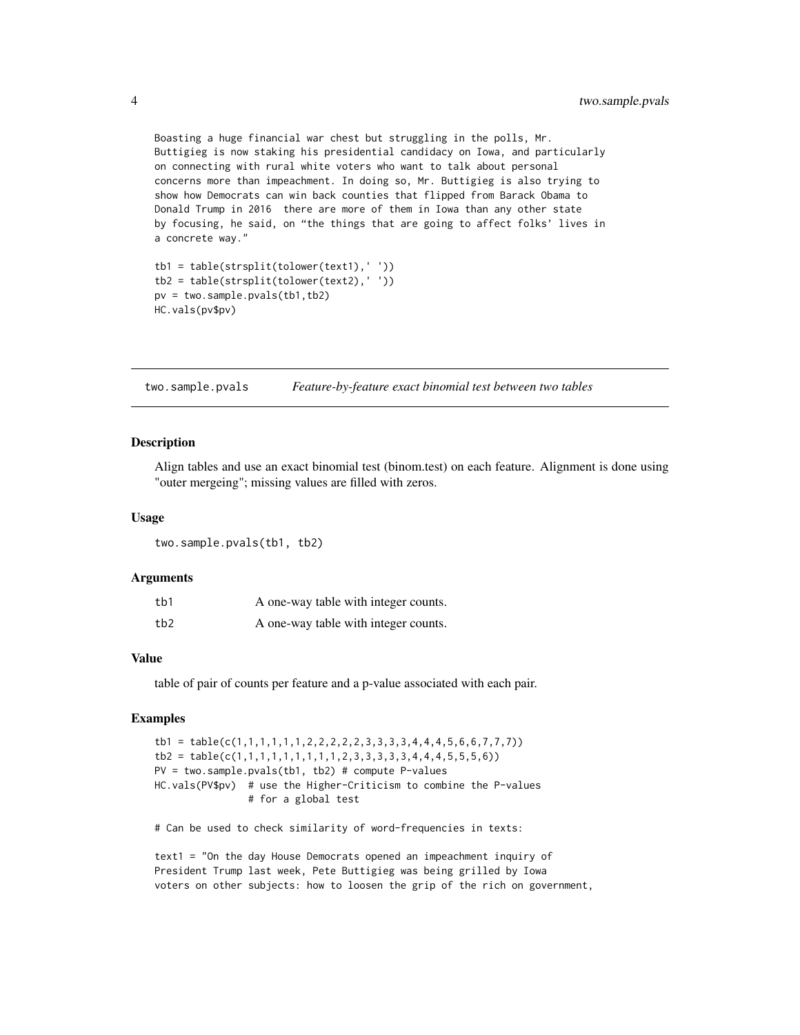```
Boasting a huge financial war chest but struggling in the polls, Mr.
Buttigieg is now staking his presidential candidacy on Iowa, and particularly
on connecting with rural white voters who want to talk about personal
concerns more than impeachment. In doing so, Mr. Buttigieg is also trying to
show how Democrats can win back counties that flipped from Barack Obama to
Donald Trump in 2016  there are more of them in Iowa than any other state
by focusing, he said, on "the things that are going to affect folks' lives in
a concrete way."

tb1 = table(strsplit(tolower(text1),' '))
tb2 = table(strsplit(tolower(text2),' '))
pv = two.sample.pvals(tb1,tb2)
HC.vals(pv$pv)
```

---

## two.sample.pvals — *Feature-by-feature exact binomial test between two tables*

### Description

Align tables and use an exact binomial test (binom.test) on each feature. Alignment is done using "outer mergeing"; missing values are filled with zeros.

### Usage

```
two.sample.pvals(tb1, tb2)
```

### Arguments

| | |
|---|---|
| tb1 | A one-way table with integer counts. |
| tb2 | A one-way table with integer counts. |

### Value

table of pair of counts per feature and a p-value associated with each pair.

### Examples

```
tb1 = table(c(1,1,1,1,1,1,2,2,2,2,2,3,3,3,3,4,4,4,5,6,6,7,7,7))
tb2 = table(c(1,1,1,1,1,1,1,1,1,1,2,3,3,3,3,3,4,4,4,5,5,5,6))
PV = two.sample.pvals(tb1, tb2) # compute P-values
HC.vals(PV$pv)  # use the Higher-Criticism to combine the P-values
                # for a global test

# Can be used to check similarity of word-frequencies in texts:

text1 = "On the day House Democrats opened an impeachment inquiry of
President Trump last week, Pete Buttigieg was being grilled by Iowa
voters on other subjects: how to loosen the grip of the rich on government,
```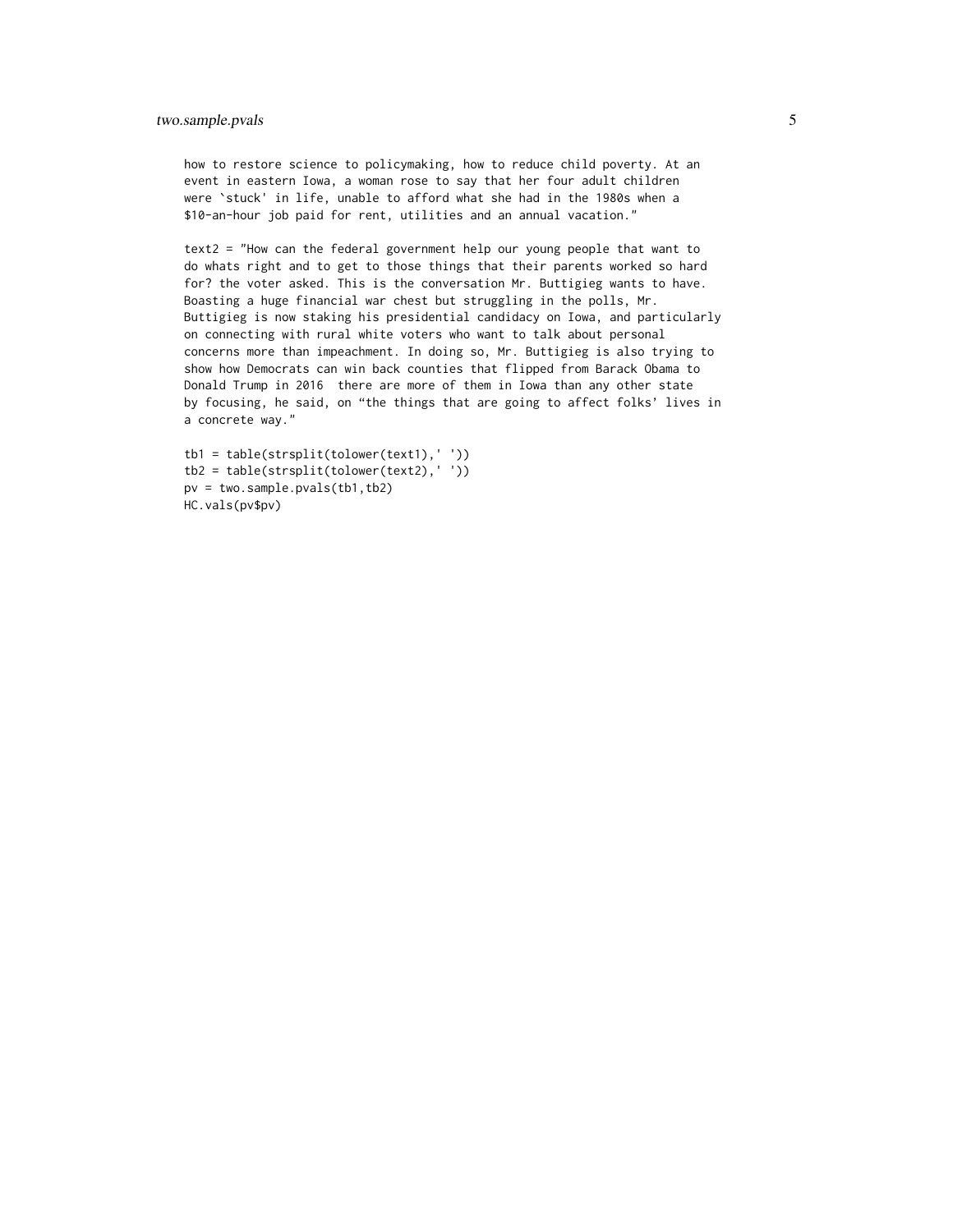```
how to restore science to policymaking, how to reduce child poverty. At an
event in eastern Iowa, a woman rose to say that her four adult children
were `stuck' in life, unable to afford what she had in the 1980s when a
$10-an-hour job paid for rent, utilities and an annual vacation."

text2 = "How can the federal government help our young people that want to
do whats right and to get to those things that their parents worked so hard
for? the voter asked. This is the conversation Mr. Buttigieg wants to have.
Boasting a huge financial war chest but struggling in the polls, Mr.
Buttigieg is now staking his presidential candidacy on Iowa, and particularly
on connecting with rural white voters who want to talk about personal
concerns more than impeachment. In doing so, Mr. Buttigieg is also trying to
show how Democrats can win back counties that flipped from Barack Obama to
Donald Trump in 2016  there are more of them in Iowa than any other state
by focusing, he said, on "the things that are going to affect folks' lives in
a concrete way."

tb1 = table(strsplit(tolower(text1),' '))
tb2 = table(strsplit(tolower(text2),' '))
pv = two.sample.pvals(tb1,tb2)
HC.vals(pv$pv)
```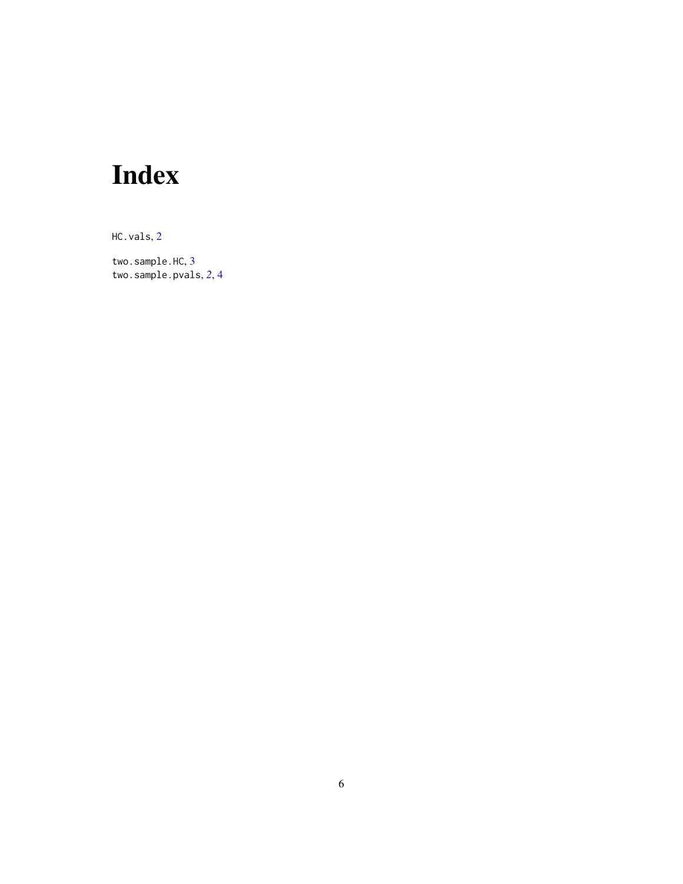# Index

HC.vals, 2

two.sample.HC, 3
two.sample.pvals, *2*, 4